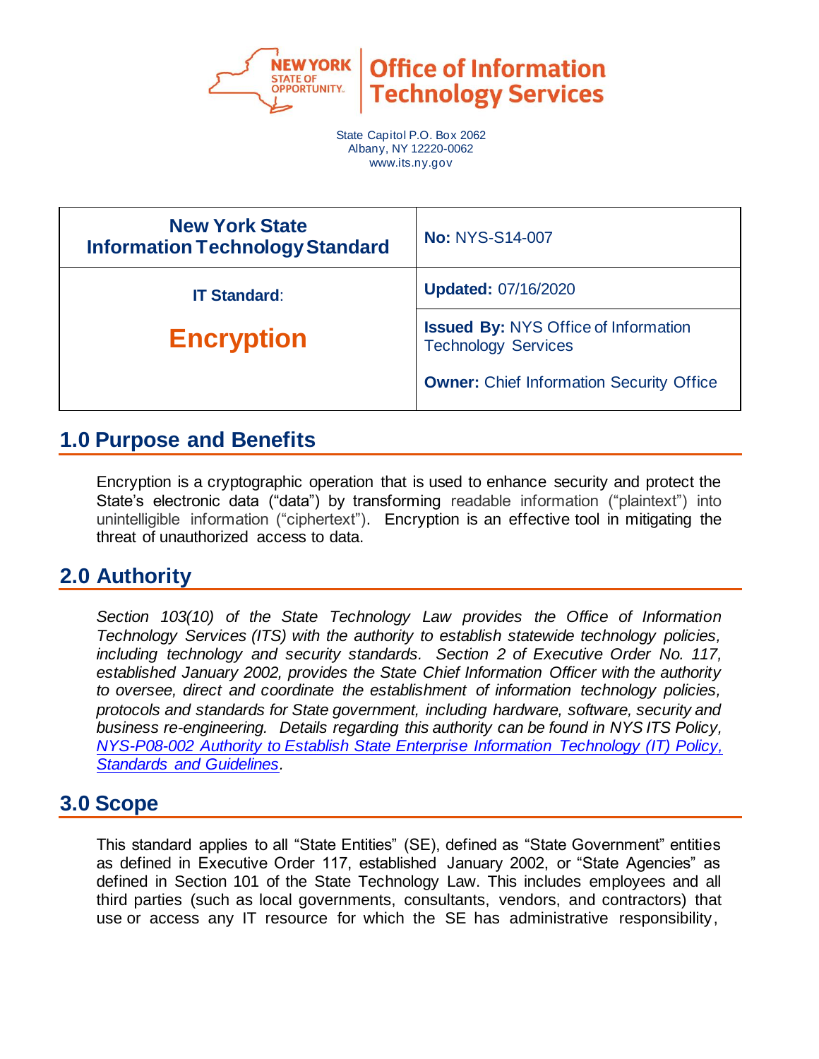**New York State Office of Information Technology Services**

State Capitol P.O. Box 2062
Albany, NY 12220-0062
www.its.ny.gov

| New York State Information Technology Standard | **No:** NYS-S14-007 |
| --- | --- |
| **IT Standard:** | **Updated:** 07/16/2020 |
| **Encryption** | **Issued By:** NYS Office of Information Technology Services<br><br>**Owner:** Chief Information Security Office |

## 1.0 Purpose and Benefits

Encryption is a cryptographic operation that is used to enhance security and protect the State's electronic data ("data") by transforming readable information ("plaintext") into unintelligible information ("ciphertext"). Encryption is an effective tool in mitigating the threat of unauthorized access to data.

## 2.0 Authority

*Section 103(10) of the State Technology Law provides the Office of Information Technology Services (ITS) with the authority to establish statewide technology policies, including technology and security standards. Section 2 of Executive Order No. 117, established January 2002, provides the State Chief Information Officer with the authority to oversee, direct and coordinate the establishment of information technology policies, protocols and standards for State government, including hardware, software, security and business re-engineering. Details regarding this authority can be found in NYS ITS Policy, NYS-P08-002 Authority to Establish State Enterprise Information Technology (IT) Policy, Standards and Guidelines.*

## 3.0 Scope

This standard applies to all "State Entities" (SE), defined as "State Government" entities as defined in Executive Order 117, established January 2002, or "State Agencies" as defined in Section 101 of the State Technology Law. This includes employees and all third parties (such as local governments, consultants, vendors, and contractors) that use or access any IT resource for which the SE has administrative responsibility,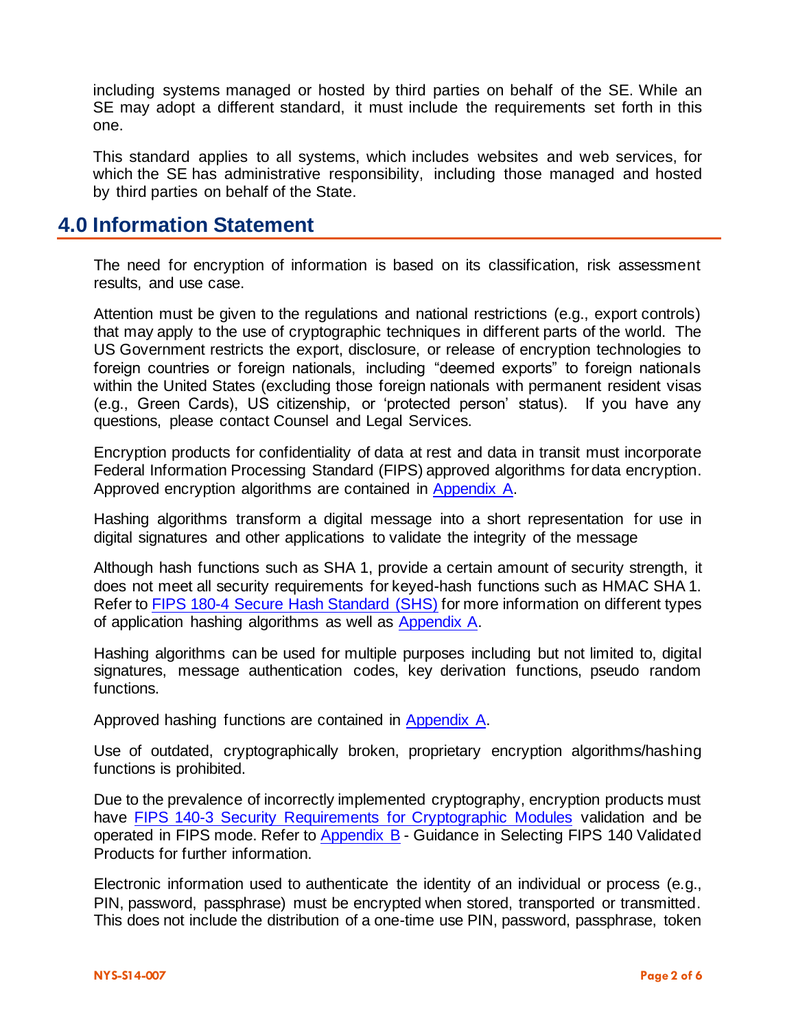including systems managed or hosted by third parties on behalf of the SE. While an SE may adopt a different standard, it must include the requirements set forth in this one.

This standard applies to all systems, which includes websites and web services, for which the SE has administrative responsibility, including those managed and hosted by third parties on behalf of the State.

## 4.0 Information Statement

The need for encryption of information is based on its classification, risk assessment results, and use case.

Attention must be given to the regulations and national restrictions (e.g., export controls) that may apply to the use of cryptographic techniques in different parts of the world. The US Government restricts the export, disclosure, or release of encryption technologies to foreign countries or foreign nationals, including "deemed exports" to foreign nationals within the United States (excluding those foreign nationals with permanent resident visas (e.g., Green Cards), US citizenship, or 'protected person' status). If you have any questions, please contact Counsel and Legal Services.

Encryption products for confidentiality of data at rest and data in transit must incorporate Federal Information Processing Standard (FIPS) approved algorithms for data encryption. Approved encryption algorithms are contained in [Appendix A](#).

Hashing algorithms transform a digital message into a short representation for use in digital signatures and other applications to validate the integrity of the message

Although hash functions such as SHA 1, provide a certain amount of security strength, it does not meet all security requirements for keyed-hash functions such as HMAC SHA 1. Refer to [FIPS 180-4 Secure Hash Standard (SHS)](#) for more information on different types of application hashing algorithms as well as [Appendix A](#).

Hashing algorithms can be used for multiple purposes including but not limited to, digital signatures, message authentication codes, key derivation functions, pseudo random functions.

Approved hashing functions are contained in [Appendix A](#).

Use of outdated, cryptographically broken, proprietary encryption algorithms/hashing functions is prohibited.

Due to the prevalence of incorrectly implemented cryptography, encryption products must have [FIPS 140-3 Security Requirements for Cryptographic Modules](#) validation and be operated in FIPS mode. Refer to [Appendix B](#) - Guidance in Selecting FIPS 140 Validated Products for further information.

Electronic information used to authenticate the identity of an individual or process (e.g., PIN, password, passphrase) must be encrypted when stored, transported or transmitted. This does not include the distribution of a one-time use PIN, password, passphrase, token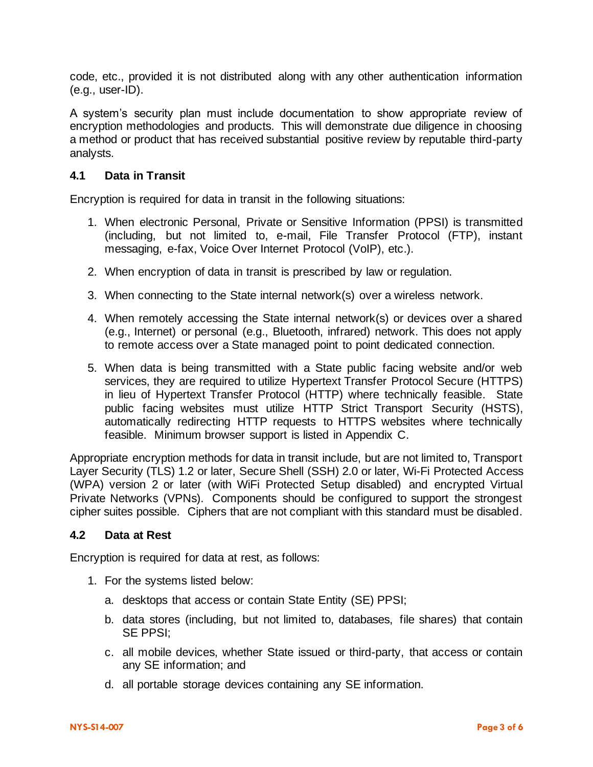code, etc., provided it is not distributed along with any other authentication information (e.g., user-ID).

A system's security plan must include documentation to show appropriate review of encryption methodologies and products. This will demonstrate due diligence in choosing a method or product that has received substantial positive review by reputable third-party analysts.

### 4.1 Data in Transit

Encryption is required for data in transit in the following situations:

1. When electronic Personal, Private or Sensitive Information (PPSI) is transmitted (including, but not limited to, e-mail, File Transfer Protocol (FTP), instant messaging, e-fax, Voice Over Internet Protocol (VoIP), etc.).

2. When encryption of data in transit is prescribed by law or regulation.

3. When connecting to the State internal network(s) over a wireless network.

4. When remotely accessing the State internal network(s) or devices over a shared (e.g., Internet) or personal (e.g., Bluetooth, infrared) network. This does not apply to remote access over a State managed point to point dedicated connection.

5. When data is being transmitted with a State public facing website and/or web services, they are required to utilize Hypertext Transfer Protocol Secure (HTTPS) in lieu of Hypertext Transfer Protocol (HTTP) where technically feasible. State public facing websites must utilize HTTP Strict Transport Security (HSTS), automatically redirecting HTTP requests to HTTPS websites where technically feasible. Minimum browser support is listed in Appendix C.

Appropriate encryption methods for data in transit include, but are not limited to, Transport Layer Security (TLS) 1.2 or later, Secure Shell (SSH) 2.0 or later, Wi-Fi Protected Access (WPA) version 2 or later (with WiFi Protected Setup disabled) and encrypted Virtual Private Networks (VPNs). Components should be configured to support the strongest cipher suites possible. Ciphers that are not compliant with this standard must be disabled.

### 4.2 Data at Rest

Encryption is required for data at rest, as follows:

1. For the systems listed below:

   a. desktops that access or contain State Entity (SE) PPSI;

   b. data stores (including, but not limited to, databases, file shares) that contain SE PPSI;

   c. all mobile devices, whether State issued or third-party, that access or contain any SE information; and

   d. all portable storage devices containing any SE information.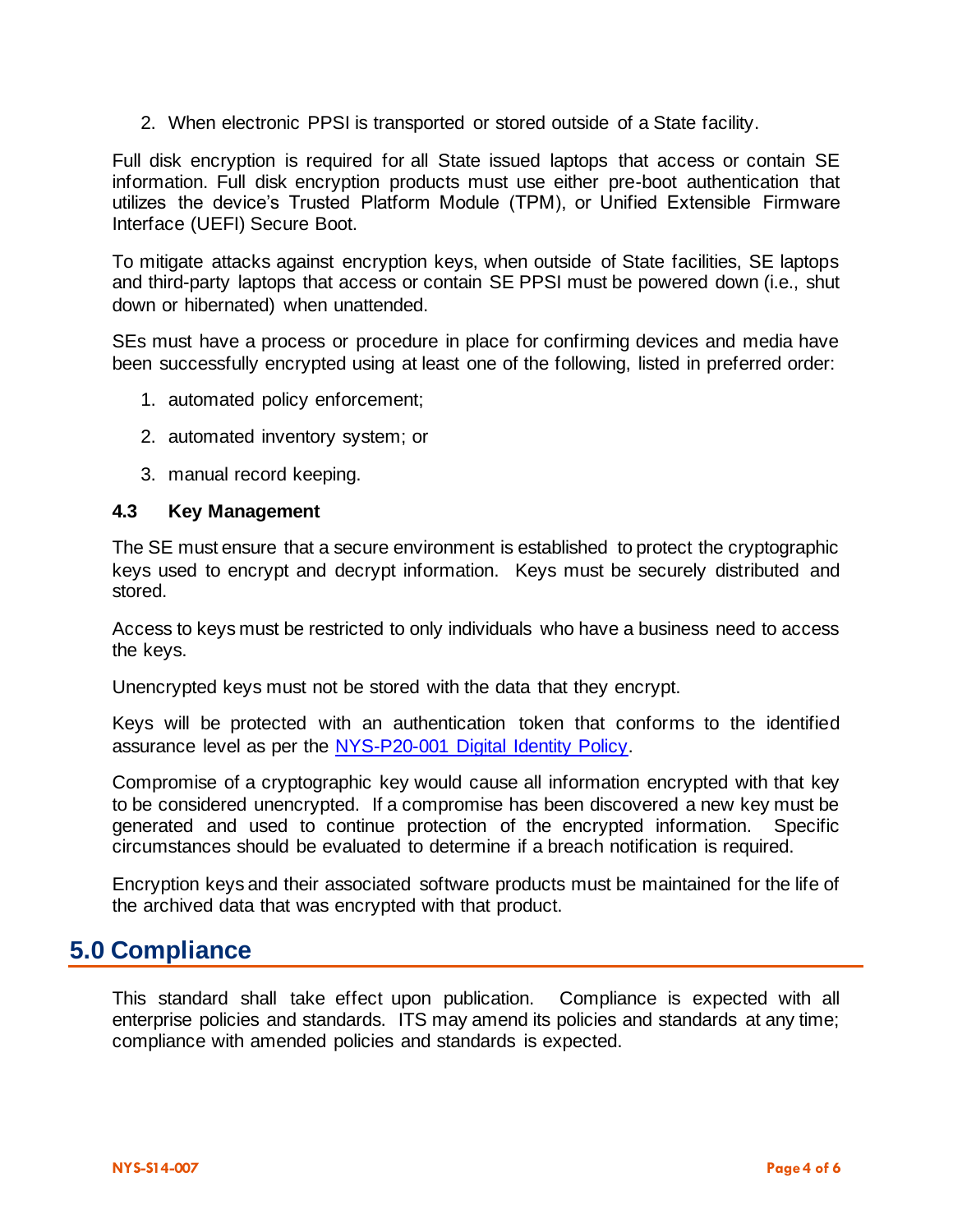2. When electronic PPSI is transported or stored outside of a State facility.

Full disk encryption is required for all State issued laptops that access or contain SE information. Full disk encryption products must use either pre-boot authentication that utilizes the device's Trusted Platform Module (TPM), or Unified Extensible Firmware Interface (UEFI) Secure Boot.

To mitigate attacks against encryption keys, when outside of State facilities, SE laptops and third-party laptops that access or contain SE PPSI must be powered down (i.e., shut down or hibernated) when unattended.

SEs must have a process or procedure in place for confirming devices and media have been successfully encrypted using at least one of the following, listed in preferred order:

1. automated policy enforcement;
2. automated inventory system; or
3. manual record keeping.

### 4.3 Key Management

The SE must ensure that a secure environment is established to protect the cryptographic keys used to encrypt and decrypt information. Keys must be securely distributed and stored.

Access to keys must be restricted to only individuals who have a business need to access the keys.

Unencrypted keys must not be stored with the data that they encrypt.

Keys will be protected with an authentication token that conforms to the identified assurance level as per the [NYS-P20-001 Digital Identity Policy](NYS-P20-001 Digital Identity Policy).

Compromise of a cryptographic key would cause all information encrypted with that key to be considered unencrypted. If a compromise has been discovered a new key must be generated and used to continue protection of the encrypted information. Specific circumstances should be evaluated to determine if a breach notification is required.

Encryption keys and their associated software products must be maintained for the life of the archived data that was encrypted with that product.

## 5.0 Compliance

This standard shall take effect upon publication. Compliance is expected with all enterprise policies and standards. ITS may amend its policies and standards at any time; compliance with amended policies and standards is expected.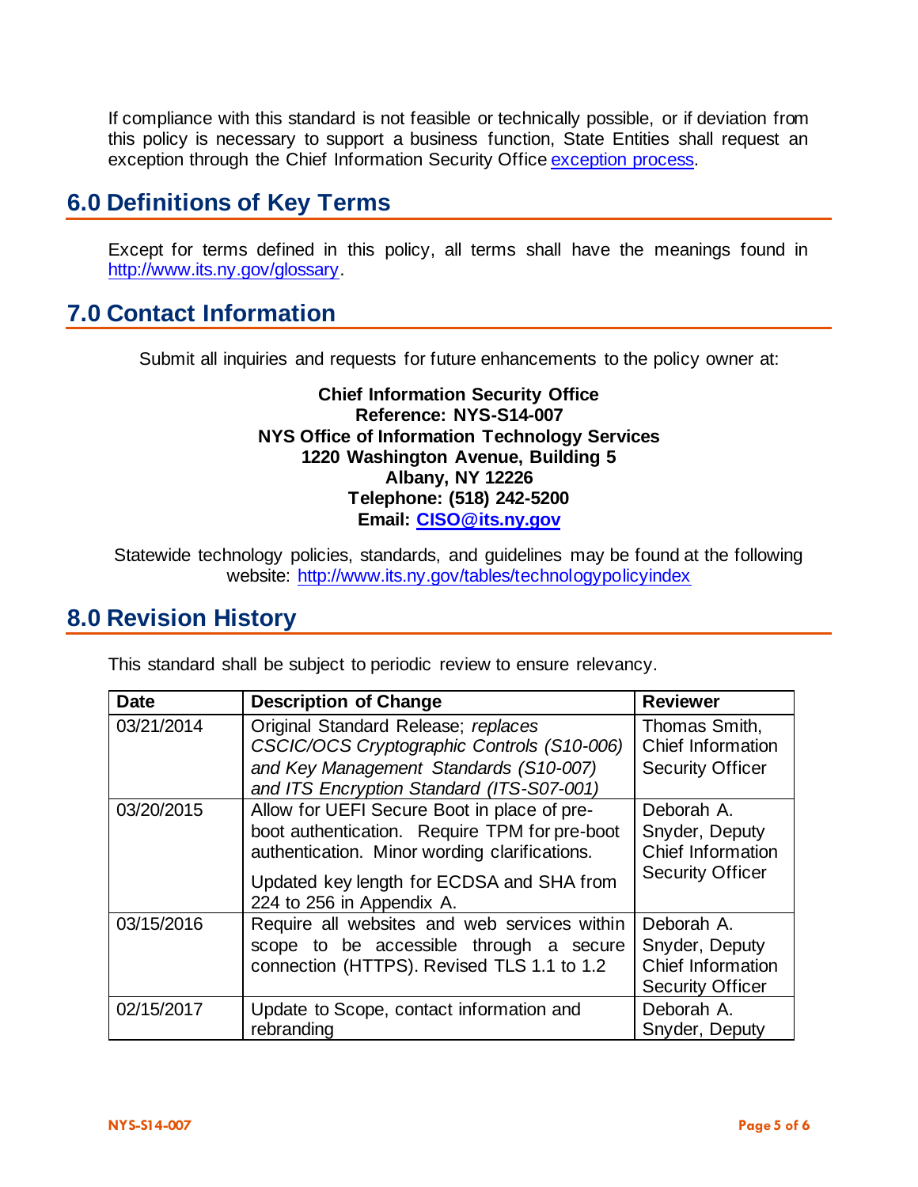If compliance with this standard is not feasible or technically possible, or if deviation from this policy is necessary to support a business function, State Entities shall request an exception through the Chief Information Security Office exception process.

## 6.0 Definitions of Key Terms

Except for terms defined in this policy, all terms shall have the meanings found in http://www.its.ny.gov/glossary.

## 7.0 Contact Information

Submit all inquiries and requests for future enhancements to the policy owner at:

**Chief Information Security Office**
**Reference: NYS-S14-007**
**NYS Office of Information Technology Services**
**1220 Washington Avenue, Building 5**
**Albany, NY 12226**
**Telephone: (518) 242-5200**
**Email: CISO@its.ny.gov**

Statewide technology policies, standards, and guidelines may be found at the following website: http://www.its.ny.gov/tables/technologypolicyindex

## 8.0 Revision History

This standard shall be subject to periodic review to ensure relevancy.

| Date | Description of Change | Reviewer |
|---|---|---|
| 03/21/2014 | Original Standard Release; *replaces CSCIC/OCS Cryptographic Controls (S10-006) and Key Management Standards (S10-007) and ITS Encryption Standard (ITS-S07-001)* | Thomas Smith, Chief Information Security Officer |
| 03/20/2015 | Allow for UEFI Secure Boot in place of pre-boot authentication. Require TPM for pre-boot authentication. Minor wording clarifications. Updated key length for ECDSA and SHA from 224 to 256 in Appendix A. | Deborah A. Snyder, Deputy Chief Information Security Officer |
| 03/15/2016 | Require all websites and web services within scope to be accessible through a secure connection (HTTPS). Revised TLS 1.1 to 1.2 | Deborah A. Snyder, Deputy Chief Information Security Officer |
| 02/15/2017 | Update to Scope, contact information and rebranding | Deborah A. Snyder, Deputy |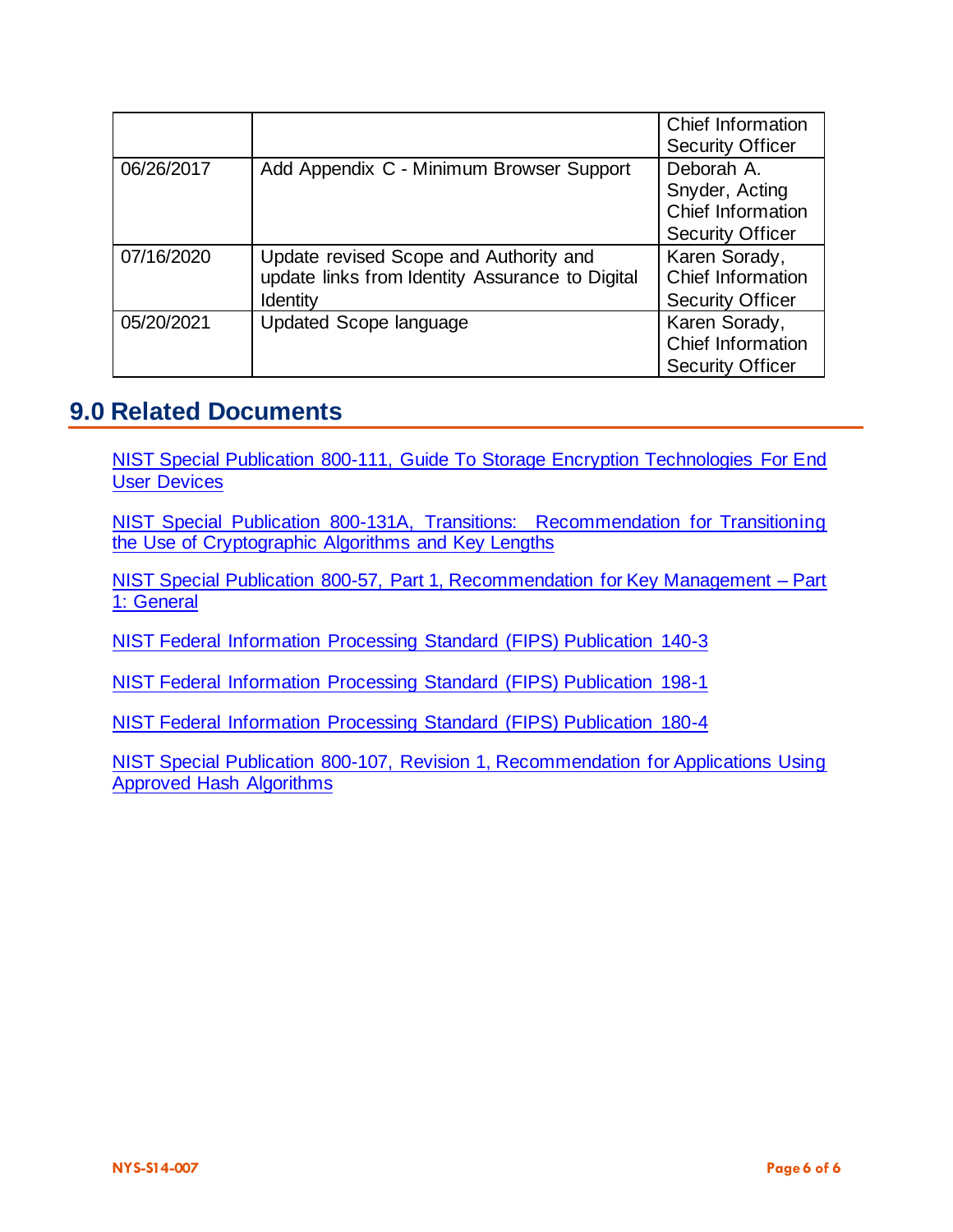| | | Chief Information Security Officer |
|---|---|---|
| 06/26/2017 | Add Appendix C - Minimum Browser Support | Deborah A. Snyder, Acting Chief Information Security Officer |
| 07/16/2020 | Update revised Scope and Authority and update links from Identity Assurance to Digital Identity | Karen Sorady, Chief Information Security Officer |
| 05/20/2021 | Updated Scope language | Karen Sorady, Chief Information Security Officer |

## 9.0 Related Documents

NIST Special Publication 800-111, Guide To Storage Encryption Technologies For End User Devices

NIST Special Publication 800-131A, Transitions: Recommendation for Transitioning the Use of Cryptographic Algorithms and Key Lengths

NIST Special Publication 800-57, Part 1, Recommendation for Key Management – Part 1: General

NIST Federal Information Processing Standard (FIPS) Publication 140-3

NIST Federal Information Processing Standard (FIPS) Publication 198-1

NIST Federal Information Processing Standard (FIPS) Publication 180-4

NIST Special Publication 800-107, Revision 1, Recommendation for Applications Using Approved Hash Algorithms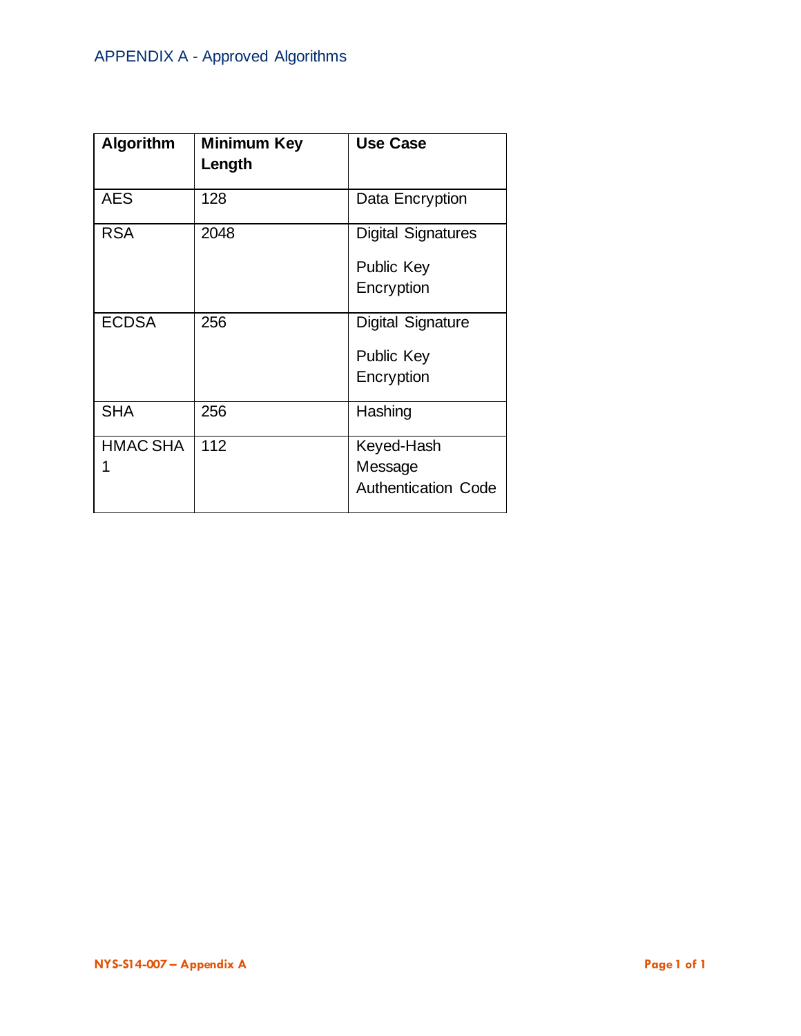## APPENDIX A - Approved Algorithms

| Algorithm | Minimum Key Length | Use Case |
|---|---|---|
| AES | 128 | Data Encryption |
| RSA | 2048 | Digital Signatures<br><br>Public Key Encryption |
| ECDSA | 256 | Digital Signature<br><br>Public Key Encryption |
| SHA | 256 | Hashing |
| HMAC SHA 1 | 112 | Keyed-Hash Message Authentication Code |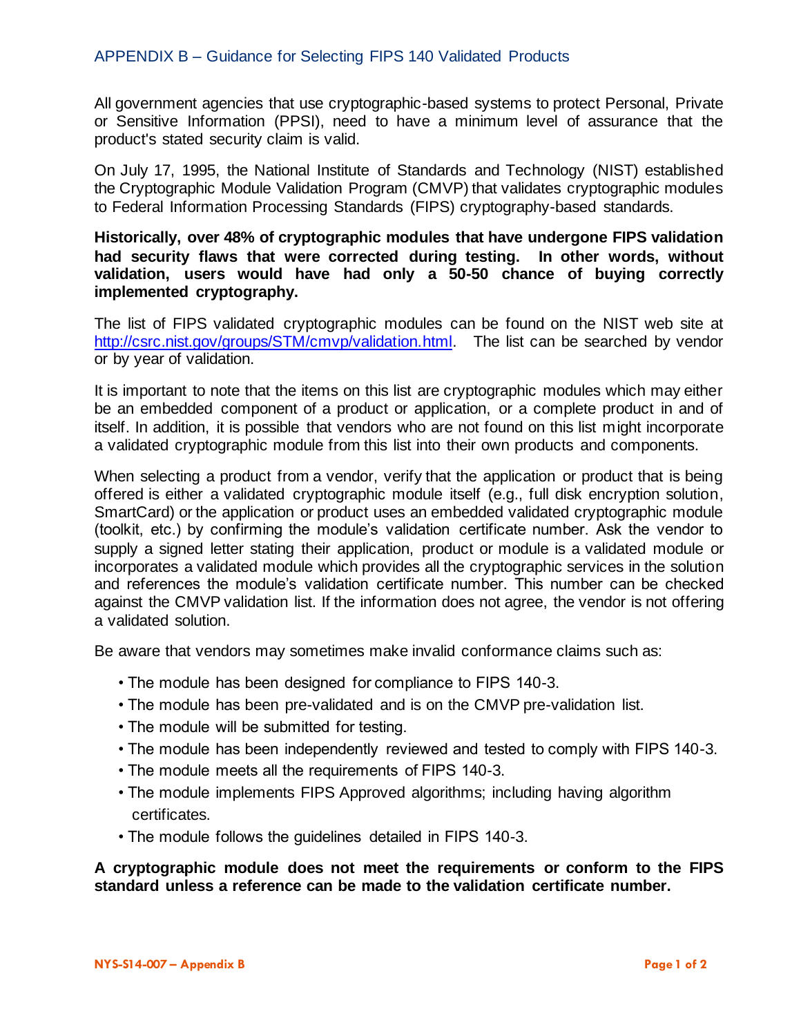## APPENDIX B – Guidance for Selecting FIPS 140 Validated Products

All government agencies that use cryptographic-based systems to protect Personal, Private or Sensitive Information (PPSI), need to have a minimum level of assurance that the product's stated security claim is valid.

On July 17, 1995, the National Institute of Standards and Technology (NIST) established the Cryptographic Module Validation Program (CMVP) that validates cryptographic modules to Federal Information Processing Standards (FIPS) cryptography-based standards.

**Historically, over 48% of cryptographic modules that have undergone FIPS validation had security flaws that were corrected during testing. In other words, without validation, users would have had only a 50-50 chance of buying correctly implemented cryptography.**

The list of FIPS validated cryptographic modules can be found on the NIST web site at [http://csrc.nist.gov/groups/STM/cmvp/validation.html](http://csrc.nist.gov/groups/STM/cmvp/validation.html). The list can be searched by vendor or by year of validation.

It is important to note that the items on this list are cryptographic modules which may either be an embedded component of a product or application, or a complete product in and of itself. In addition, it is possible that vendors who are not found on this list might incorporate a validated cryptographic module from this list into their own products and components.

When selecting a product from a vendor, verify that the application or product that is being offered is either a validated cryptographic module itself (e.g., full disk encryption solution, SmartCard) or the application or product uses an embedded validated cryptographic module (toolkit, etc.) by confirming the module's validation certificate number. Ask the vendor to supply a signed letter stating their application, product or module is a validated module or incorporates a validated module which provides all the cryptographic services in the solution and references the module's validation certificate number. This number can be checked against the CMVP validation list. If the information does not agree, the vendor is not offering a validated solution.

Be aware that vendors may sometimes make invalid conformance claims such as:

- The module has been designed for compliance to FIPS 140-3.
- The module has been pre-validated and is on the CMVP pre-validation list.
- The module will be submitted for testing.
- The module has been independently reviewed and tested to comply with FIPS 140-3.
- The module meets all the requirements of FIPS 140-3.
- The module implements FIPS Approved algorithms; including having algorithm certificates.
- The module follows the guidelines detailed in FIPS 140-3.

**A cryptographic module does not meet the requirements or conform to the FIPS standard unless a reference can be made to the validation certificate number.**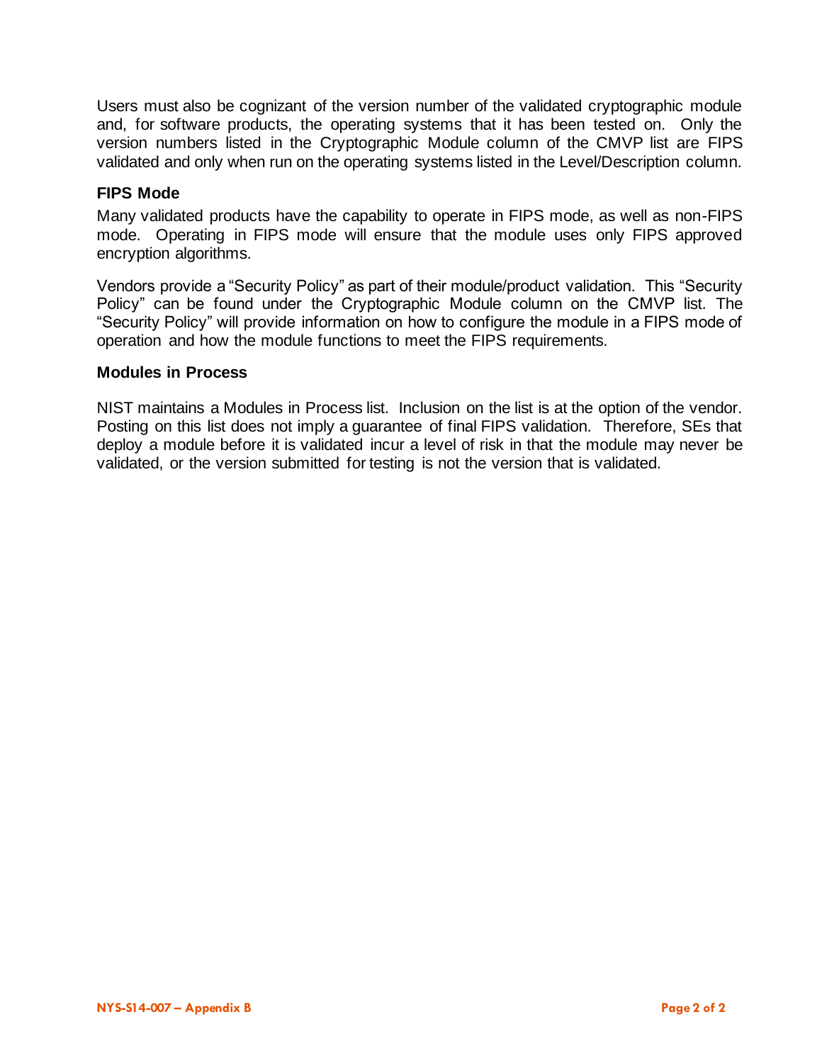Users must also be cognizant of the version number of the validated cryptographic module and, for software products, the operating systems that it has been tested on. Only the version numbers listed in the Cryptographic Module column of the CMVP list are FIPS validated and only when run on the operating systems listed in the Level/Description column.

### FIPS Mode

Many validated products have the capability to operate in FIPS mode, as well as non-FIPS mode. Operating in FIPS mode will ensure that the module uses only FIPS approved encryption algorithms.

Vendors provide a “Security Policy” as part of their module/product validation. This “Security Policy” can be found under the Cryptographic Module column on the CMVP list. The “Security Policy” will provide information on how to configure the module in a FIPS mode of operation and how the module functions to meet the FIPS requirements.

### Modules in Process

NIST maintains a Modules in Process list. Inclusion on the list is at the option of the vendor. Posting on this list does not imply a guarantee of final FIPS validation. Therefore, SEs that deploy a module before it is validated incur a level of risk in that the module may never be validated, or the version submitted for testing is not the version that is validated.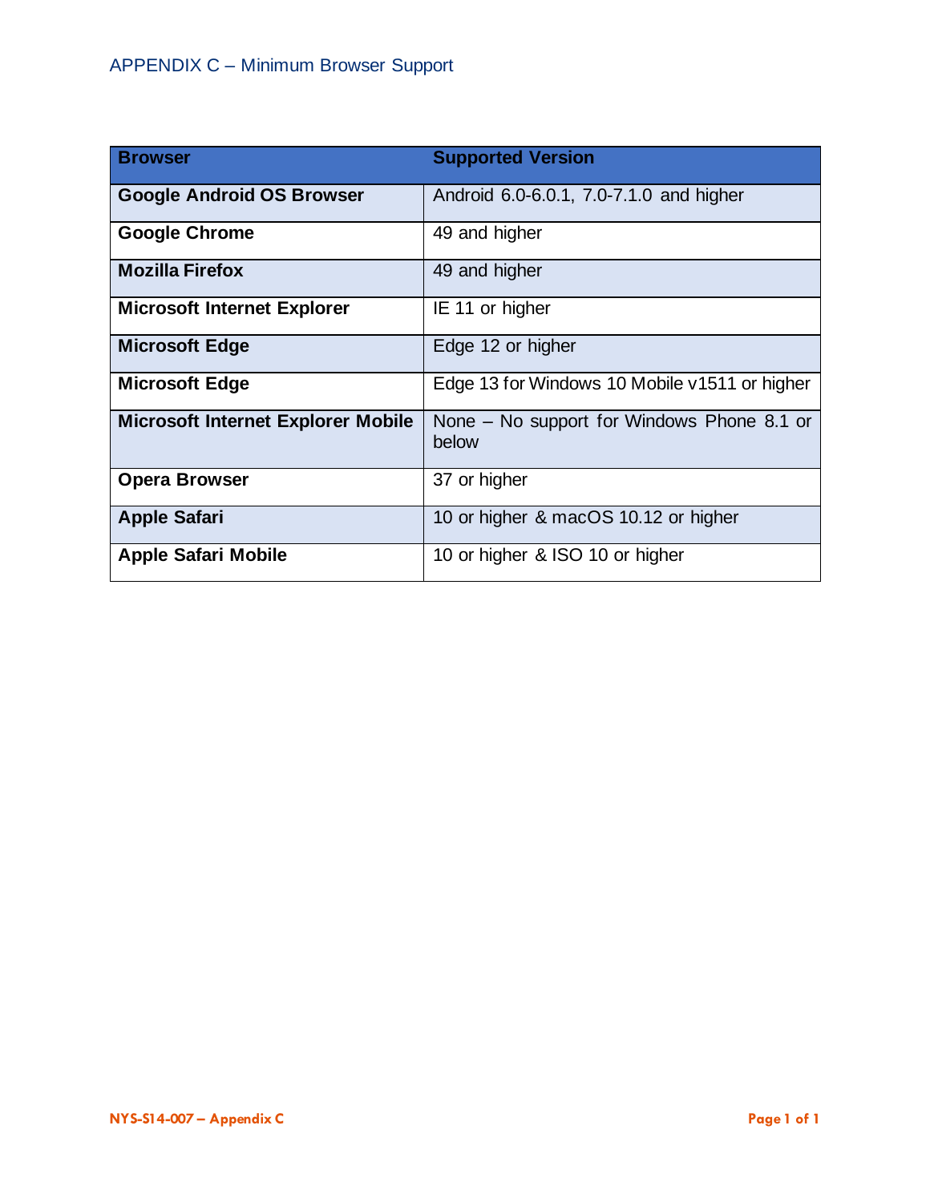## APPENDIX C – Minimum Browser Support

| Browser | Supported Version |
|---|---|
| **Google Android OS Browser** | Android 6.0-6.0.1, 7.0-7.1.0 and higher |
| **Google Chrome** | 49 and higher |
| **Mozilla Firefox** | 49 and higher |
| **Microsoft Internet Explorer** | IE 11 or higher |
| **Microsoft Edge** | Edge 12 or higher |
| **Microsoft Edge** | Edge 13 for Windows 10 Mobile v1511 or higher |
| **Microsoft Internet Explorer Mobile** | None – No support for Windows Phone 8.1 or below |
| **Opera Browser** | 37 or higher |
| **Apple Safari** | 10 or higher & macOS 10.12 or higher |
| **Apple Safari Mobile** | 10 or higher & ISO 10 or higher |